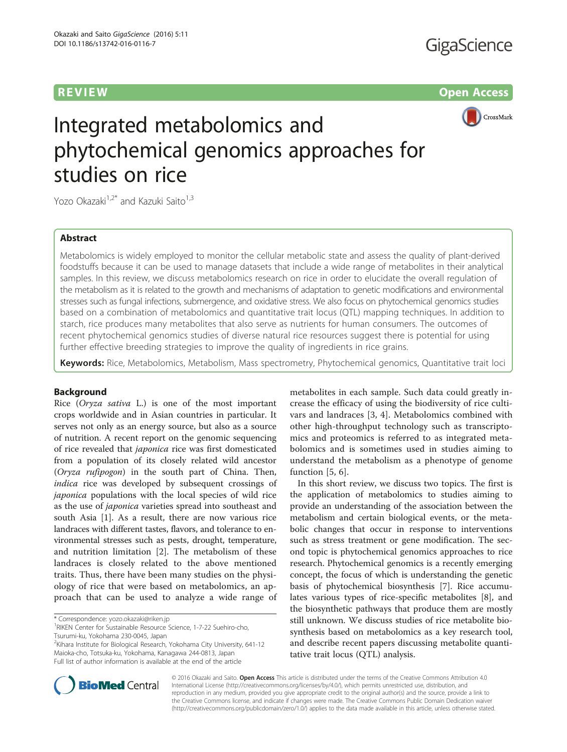REVIEW Open Access

# Integrated metabolomics and phytochemical genomics approaches for studies on rice

Yozo Okazaki[1,2*] and Kazuki Saito[1,3]

## Abstract

Metabolomics is widely employed to monitor the cellular metabolic state and assess the quality of plant-derived foodstuffs because it can be used to manage datasets that include a wide range of metabolites in their analytical samples. In this review, we discuss metabolomics research on rice in order to elucidate the overall regulation of the metabolism as it is related to the growth and mechanisms of adaptation to genetic modifications and environmental stresses such as fungal infections, submergence, and oxidative stress. We also focus on phytochemical genomics studies based on a combination of metabolomics and quantitative trait locus (QTL) mapping techniques. In addition to starch, rice produces many metabolites that also serve as nutrients for human consumers. The outcomes of recent phytochemical genomics studies of diverse natural rice resources suggest there is potential for using further effective breeding strategies to improve the quality of ingredients in rice grains.

**Keywords:** Rice, Metabolomics, Metabolism, Mass spectrometry, Phytochemical genomics, Quantitative trait loci

## Background

Rice (*Oryza sativa* L.) is one of the most important crops worldwide and in Asian countries in particular. It serves not only as an energy source, but also as a source of nutrition. A recent report on the genomic sequencing of rice revealed that *japonica* rice was first domesticated from a population of its closely related wild ancestor (*Oryza rufipogon*) in the south part of China. Then, *indica* rice was developed by subsequent crossings of *japonica* populations with the local species of wild rice as the use of *japonica* varieties spread into southeast and south Asia [1]. As a result, there are now various rice landraces with different tastes, flavors, and tolerance to environmental stresses such as pests, drought, temperature, and nutrition limitation [2]. The metabolism of these landraces is closely related to the above mentioned traits. Thus, there have been many studies on the physiology of rice that were based on metabolomics, an approach that can be used to analyze a wide range of metabolites in each sample. Such data could greatly increase the efficacy of using the biodiversity of rice cultivars and landraces [3, 4]. Metabolomics combined with other high-throughput technology such as transcriptomics and proteomics is referred to as integrated metabolomics and is sometimes used in studies aiming to understand the metabolism as a phenotype of genome function [5, 6].

In this short review, we discuss two topics. The first is the application of metabolomics to studies aiming to provide an understanding of the association between the metabolism and certain biological events, or the metabolic changes that occur in response to interventions such as stress treatment or gene modification. The second topic is phytochemical genomics approaches to rice research. Phytochemical genomics is a recently emerging concept, the focus of which is understanding the genetic basis of phytochemical biosynthesis [7]. Rice accumulates various types of rice-specific metabolites [8], and the biosynthetic pathways that produce them are mostly still unknown. We discuss studies of rice metabolite biosynthesis based on metabolomics as a key research tool, and describe recent papers discussing metabolite quantitative trait locus (QTL) analysis.

\* Correspondence: yozo.okazaki@riken.jp
[1]RIKEN Center for Sustainable Resource Science, 1-7-22 Suehiro-cho, Tsurumi-ku, Yokohama 230-0045, Japan
[2]Kihara Institute for Biological Research, Yokohama City University, 641-12 Maioka-cho, Totsuka-ku, Yokohama, Kanagawa 244-0813, Japan
Full list of author information is available at the end of the article

© 2016 Okazaki and Saito. **Open Access** This article is distributed under the terms of the Creative Commons Attribution 4.0 International License (http://creativecommons.org/licenses/by/4.0/), which permits unrestricted use, distribution, and reproduction in any medium, provided you give appropriate credit to the original author(s) and the source, provide a link to the Creative Commons license, and indicate if changes were made. The Creative Commons Public Domain Dedication waiver (http://creativecommons.org/publicdomain/zero/1.0/) applies to the data made available in this article, unless otherwise stated.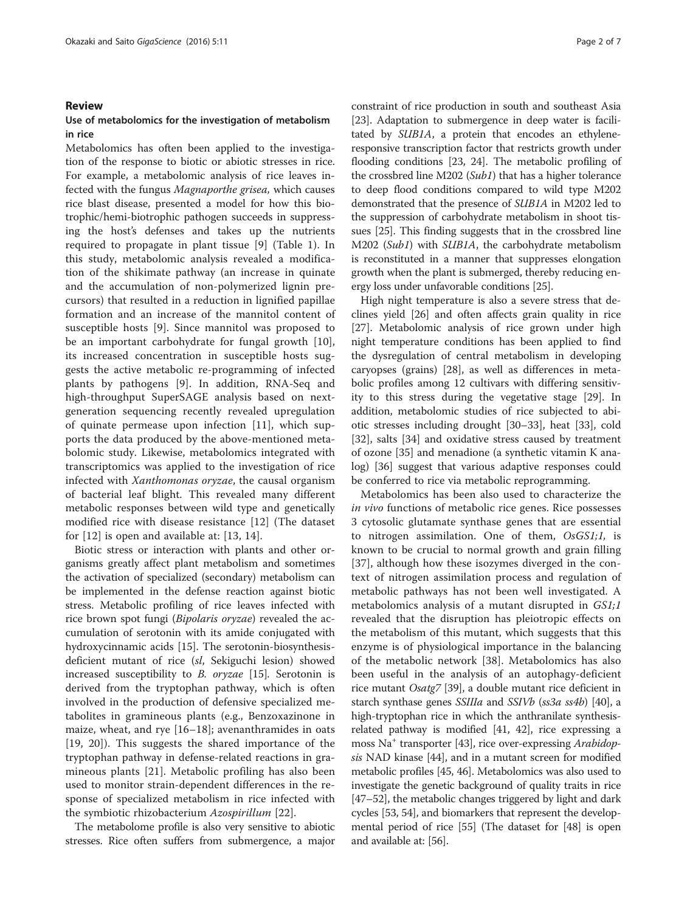## Review

### Use of metabolomics for the investigation of metabolism in rice

Metabolomics has often been applied to the investigation of the response to biotic or abiotic stresses in rice. For example, a metabolomic analysis of rice leaves infected with the fungus *Magnaporthe grisea,* which causes rice blast disease, presented a model for how this biotrophic/hemi-biotrophic pathogen succeeds in suppressing the host's defenses and takes up the nutrients required to propagate in plant tissue [9] (Table 1). In this study, metabolomic analysis revealed a modification of the shikimate pathway (an increase in quinate and the accumulation of non-polymerized lignin precursors) that resulted in a reduction in lignified papillae formation and an increase of the mannitol content of susceptible hosts [9]. Since mannitol was proposed to be an important carbohydrate for fungal growth [10], its increased concentration in susceptible hosts suggests the active metabolic re-programming of infected plants by pathogens [9]. In addition, RNA-Seq and high-throughput SuperSAGE analysis based on next-generation sequencing recently revealed upregulation of quinate permease upon infection [11], which supports the data produced by the above-mentioned metabolomic study. Likewise, metabolomics integrated with transcriptomics was applied to the investigation of rice infected with *Xanthomonas oryzae*, the causal organism of bacterial leaf blight. This revealed many different metabolic responses between wild type and genetically modified rice with disease resistance [12] (The dataset for [12] is open and available at: [13, 14].

Biotic stress or interaction with plants and other organisms greatly affect plant metabolism and sometimes the activation of specialized (secondary) metabolism can be implemented in the defense reaction against biotic stress. Metabolic profiling of rice leaves infected with rice brown spot fungi (*Bipolaris oryzae*) revealed the accumulation of serotonin with its amide conjugated with hydroxycinnamic acids [15]. The serotonin-biosynthesis-deficient mutant of rice (*sl*, Sekiguchi lesion) showed increased susceptibility to *B. oryzae* [15]*.* Serotonin is derived from the tryptophan pathway, which is often involved in the production of defensive specialized metabolites in gramineous plants (e.g., Benzoxazinone in maize, wheat, and rye [16–18]; avenanthramides in oats [19, 20]). This suggests the shared importance of the tryptophan pathway in defense-related reactions in gramineous plants [21]. Metabolic profiling has also been used to monitor strain-dependent differences in the response of specialized metabolism in rice infected with the symbiotic rhizobacterium *Azospirillum* [22].

The metabolome profile is also very sensitive to abiotic stresses. Rice often suffers from submergence, a major constraint of rice production in south and southeast Asia [23]. Adaptation to submergence in deep water is facilitated by *SUB1A*, a protein that encodes an ethylene-responsive transcription factor that restricts growth under flooding conditions [23, 24]. The metabolic profiling of the crossbred line M202 (*Sub1*) that has a higher tolerance to deep flood conditions compared to wild type M202 demonstrated that the presence of *SUB1A* in M202 led to the suppression of carbohydrate metabolism in shoot tissues [25]. This finding suggests that in the crossbred line M202 (*Sub1*) with *SUB1A*, the carbohydrate metabolism is reconstituted in a manner that suppresses elongation growth when the plant is submerged, thereby reducing energy loss under unfavorable conditions [25].

High night temperature is also a severe stress that declines yield [26] and often affects grain quality in rice [27]. Metabolomic analysis of rice grown under high night temperature conditions has been applied to find the dysregulation of central metabolism in developing caryopses (grains) [28], as well as differences in metabolic profiles among 12 cultivars with differing sensitivity to this stress during the vegetative stage [29]. In addition, metabolomic studies of rice subjected to abiotic stresses including drought [30–33], heat [33], cold [32], salts [34] and oxidative stress caused by treatment of ozone [35] and menadione (a synthetic vitamin K analog) [36] suggest that various adaptive responses could be conferred to rice via metabolic reprogramming.

Metabolomics has been also used to characterize the *in vivo* functions of metabolic rice genes. Rice possesses 3 cytosolic glutamate synthase genes that are essential to nitrogen assimilation. One of them, *OsGS1;1,* is known to be crucial to normal growth and grain filling [37], although how these isozymes diverged in the context of nitrogen assimilation process and regulation of metabolic pathways has not been well investigated. A metabolomics analysis of a mutant disrupted in *GS1;1* revealed that the disruption has pleiotropic effects on the metabolism of this mutant, which suggests that this enzyme is of physiological importance in the balancing of the metabolic network [38]. Metabolomics has also been useful in the analysis of an autophagy-deficient rice mutant *Osatg7* [39], a double mutant rice deficient in starch synthase genes *SSIIIa* and *SSIVb* (*ss3a ss4b*) [40], a high-tryptophan rice in which the anthranilate synthesis-related pathway is modified [41, 42], rice expressing a moss $Na^+$ transporter [43], rice over-expressing *Arabidopsis* NAD kinase [44], and in a mutant screen for modified metabolic profiles [45, 46]. Metabolomics was also used to investigate the genetic background of quality traits in rice [47–52], the metabolic changes triggered by light and dark cycles [53, 54], and biomarkers that represent the developmental period of rice [55] (The dataset for [48] is open and available at: [56].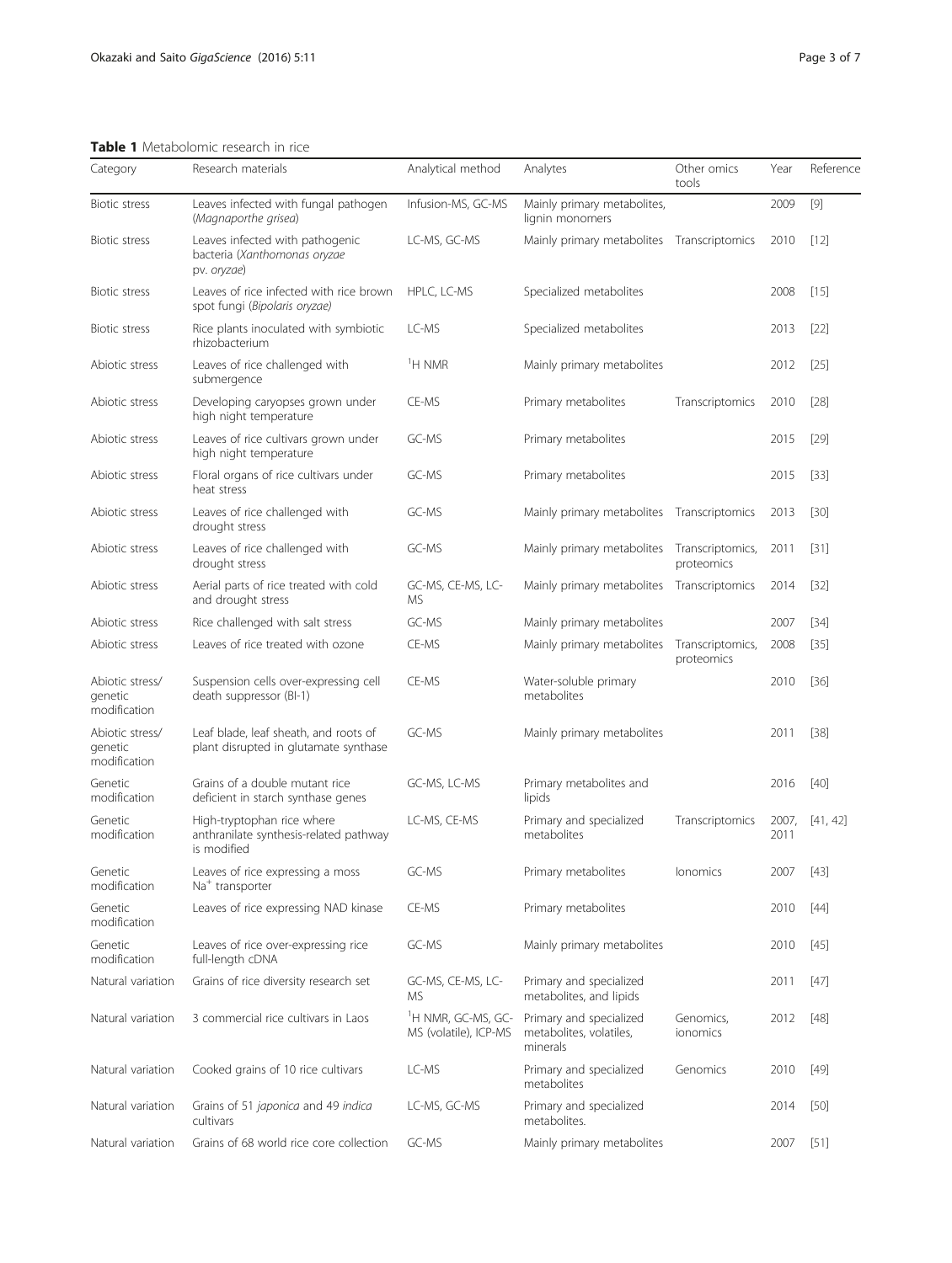**Table 1** Metabolomic research in rice

| Category | Research materials | Analytical method | Analytes | Other omics tools | Year | Reference |
|---|---|---|---|---|---|---|
| Biotic stress | Leaves infected with fungal pathogen (*Magnaporthe grisea*) | Infusion-MS, GC-MS | Mainly primary metabolites, lignin monomers | | 2009 | [9] |
| Biotic stress | Leaves infected with pathogenic bacteria (*Xanthomonas oryzae* pv. *oryzae*) | LC-MS, GC-MS | Mainly primary metabolites | Transcriptomics | 2010 | [12] |
| Biotic stress | Leaves of rice infected with rice brown spot fungi (*Bipolaris oryzae*) | HPLC, LC-MS | Specialized metabolites | | 2008 | [15] |
| Biotic stress | Rice plants inoculated with symbiotic rhizobacterium | LC-MS | Specialized metabolites | | 2013 | [22] |
| Abiotic stress | Leaves of rice challenged with submergence | $^{1}$H NMR | Mainly primary metabolites | | 2012 | [25] |
| Abiotic stress | Developing caryopses grown under high night temperature | CE-MS | Primary metabolites | Transcriptomics | 2010 | [28] |
| Abiotic stress | Leaves of rice cultivars grown under high night temperature | GC-MS | Primary metabolites | | 2015 | [29] |
| Abiotic stress | Floral organs of rice cultivars under heat stress | GC-MS | Primary metabolites | | 2015 | [33] |
| Abiotic stress | Leaves of rice challenged with drought stress | GC-MS | Mainly primary metabolites | Transcriptomics | 2013 | [30] |
| Abiotic stress | Leaves of rice challenged with drought stress | GC-MS | Mainly primary metabolites | Transcriptomics, proteomics | 2011 | [31] |
| Abiotic stress | Aerial parts of rice treated with cold and drought stress | GC-MS, CE-MS, LC-MS | Mainly primary metabolites | Transcriptomics | 2014 | [32] |
| Abiotic stress | Rice challenged with salt stress | GC-MS | Mainly primary metabolites | | 2007 | [34] |
| Abiotic stress | Leaves of rice treated with ozone | CE-MS | Mainly primary metabolites | Transcriptomics, proteomics | 2008 | [35] |
| Abiotic stress/ genetic modification | Suspension cells over-expressing cell death suppressor (BI-1) | CE-MS | Water-soluble primary metabolites | | 2010 | [36] |
| Abiotic stress/ genetic modification | Leaf blade, leaf sheath, and roots of plant disrupted in glutamate synthase | GC-MS | Mainly primary metabolites | | 2011 | [38] |
| Genetic modification | Grains of a double mutant rice deficient in starch synthase genes | GC-MS, LC-MS | Primary metabolites and lipids | | 2016 | [40] |
| Genetic modification | High-tryptophan rice where anthranilate synthesis-related pathway is modified | LC-MS, CE-MS | Primary and specialized metabolites | Transcriptomics | 2007, 2011 | [41, 42] |
| Genetic modification | Leaves of rice expressing a moss $Na^{+}$ transporter | GC-MS | Primary metabolites | Ionomics | 2007 | [43] |
| Genetic modification | Leaves of rice expressing NAD kinase | CE-MS | Primary metabolites | | 2010 | [44] |
| Genetic modification | Leaves of rice over-expressing rice full-length cDNA | GC-MS | Mainly primary metabolites | | 2010 | [45] |
| Natural variation | Grains of rice diversity research set | GC-MS, CE-MS, LC-MS | Primary and specialized metabolites, and lipids | | 2011 | [47] |
| Natural variation | 3 commercial rice cultivars in Laos | $^{1}$H NMR, GC-MS, GC-MS (volatile), ICP-MS | Primary and specialized metabolites, volatiles, minerals | Genomics, ionomics | 2012 | [48] |
| Natural variation | Cooked grains of 10 rice cultivars | LC-MS | Primary and specialized metabolites | Genomics | 2010 | [49] |
| Natural variation | Grains of 51 *japonica* and 49 *indica* cultivars | LC-MS, GC-MS | Primary and specialized metabolites. | | 2014 | [50] |
| Natural variation | Grains of 68 world rice core collection | GC-MS | Mainly primary metabolites | | 2007 | [51] |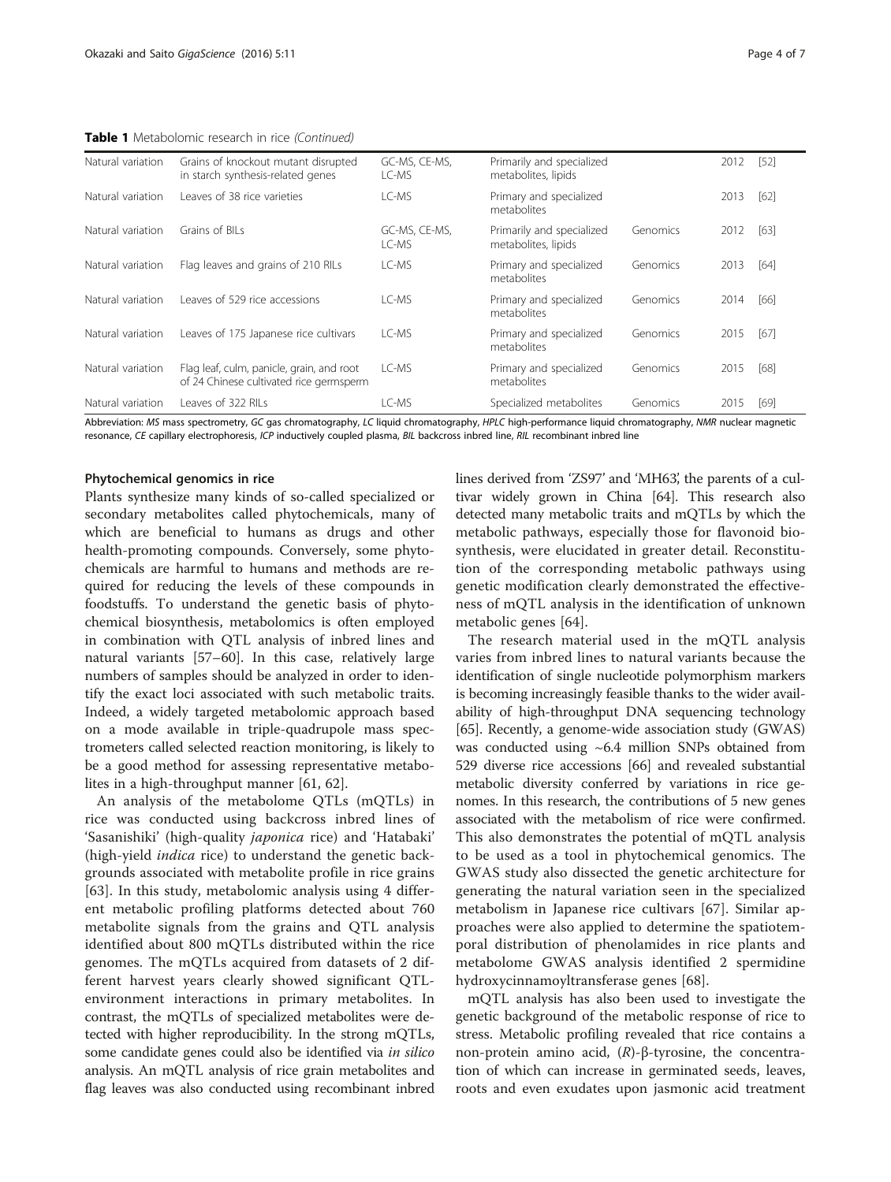**Table 1** Metabolomic research in rice *(Continued)*

| | | | | | | |
|---|---|---|---|---|---|---|
| Natural variation | Grains of knockout mutant disrupted in starch synthesis-related genes | GC-MS, CE-MS, LC-MS | Primarily and specialized metabolites, lipids | | 2012 | [52] |
| Natural variation | Leaves of 38 rice varieties | LC-MS | Primary and specialized metabolites | | 2013 | [62] |
| Natural variation | Grains of BILs | GC-MS, CE-MS, LC-MS | Primarily and specialized metabolites, lipids | Genomics | 2012 | [63] |
| Natural variation | Flag leaves and grains of 210 RILs | LC-MS | Primary and specialized metabolites | Genomics | 2013 | [64] |
| Natural variation | Leaves of 529 rice accessions | LC-MS | Primary and specialized metabolites | Genomics | 2014 | [66] |
| Natural variation | Leaves of 175 Japanese rice cultivars | LC-MS | Primary and specialized metabolites | Genomics | 2015 | [67] |
| Natural variation | Flag leaf, culm, panicle, grain, and root of 24 Chinese cultivated rice germsperm | LC-MS | Primary and specialized metabolites | Genomics | 2015 | [68] |
| Natural variation | Leaves of 322 RILs | LC-MS | Specialized metabolites | Genomics | 2015 | [69] |

Abbreviation: *MS* mass spectrometry, *GC* gas chromatography, *LC* liquid chromatography, *HPLC* high-performance liquid chromatography, *NMR* nuclear magnetic resonance, *CE* capillary electrophoresis, *ICP* inductively coupled plasma, *BIL* backcross inbred line, *RIL* recombinant inbred line

### Phytochemical genomics in rice

Plants synthesize many kinds of so-called specialized or secondary metabolites called phytochemicals, many of which are beneficial to humans as drugs and other health-promoting compounds. Conversely, some phytochemicals are harmful to humans and methods are required for reducing the levels of these compounds in foodstuffs. To understand the genetic basis of phytochemical biosynthesis, metabolomics is often employed in combination with QTL analysis of inbred lines and natural variants [57–60]. In this case, relatively large numbers of samples should be analyzed in order to identify the exact loci associated with such metabolic traits. Indeed, a widely targeted metabolomic approach based on a mode available in triple-quadrupole mass spectrometers called selected reaction monitoring, is likely to be a good method for assessing representative metabolites in a high-throughput manner [61, 62].

An analysis of the metabolome QTLs (mQTLs) in rice was conducted using backcross inbred lines of 'Sasanishiki' (high-quality *japonica* rice) and 'Hatabaki' (high-yield *indica* rice) to understand the genetic backgrounds associated with metabolite profile in rice grains [63]. In this study, metabolomic analysis using 4 different metabolic profiling platforms detected about 760 metabolite signals from the grains and QTL analysis identified about 800 mQTLs distributed within the rice genomes. The mQTLs acquired from datasets of 2 different harvest years clearly showed significant QTL-environment interactions in primary metabolites. In contrast, the mQTLs of specialized metabolites were detected with higher reproducibility. In the strong mQTLs, some candidate genes could also be identified via *in silico* analysis. An mQTL analysis of rice grain metabolites and flag leaves was also conducted using recombinant inbred lines derived from 'ZS97' and 'MH63', the parents of a cultivar widely grown in China [64]. This research also detected many metabolic traits and mQTLs by which the metabolic pathways, especially those for flavonoid biosynthesis, were elucidated in greater detail. Reconstitution of the corresponding metabolic pathways using genetic modification clearly demonstrated the effectiveness of mQTL analysis in the identification of unknown metabolic genes [64].

The research material used in the mQTL analysis varies from inbred lines to natural variants because the identification of single nucleotide polymorphism markers is becoming increasingly feasible thanks to the wider availability of high-throughput DNA sequencing technology [65]. Recently, a genome-wide association study (GWAS) was conducted using ~6.4 million SNPs obtained from 529 diverse rice accessions [66] and revealed substantial metabolic diversity conferred by variations in rice genomes. In this research, the contributions of 5 new genes associated with the metabolism of rice were confirmed. This also demonstrates the potential of mQTL analysis to be used as a tool in phytochemical genomics. The GWAS study also dissected the genetic architecture for generating the natural variation seen in the specialized metabolism in Japanese rice cultivars [67]. Similar approaches were also applied to determine the spatiotemporal distribution of phenolamides in rice plants and metabolome GWAS analysis identified 2 spermidine hydroxycinnamoyltransferase genes [68].

mQTL analysis has also been used to investigate the genetic background of the metabolic response of rice to stress. Metabolic profiling revealed that rice contains a non-protein amino acid, (*R*)-β-tyrosine, the concentration of which can increase in germinated seeds, leaves, roots and even exudates upon jasmonic acid treatment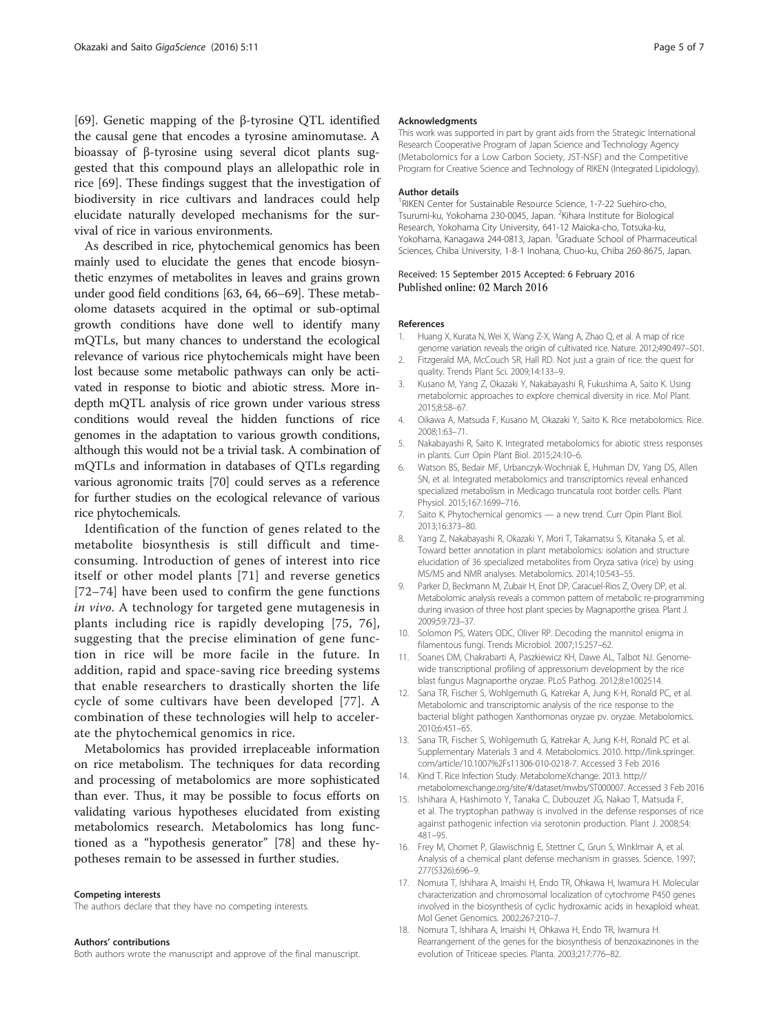[69]. Genetic mapping of the β-tyrosine QTL identified the causal gene that encodes a tyrosine aminomutase. A bioassay of β-tyrosine using several dicot plants suggested that this compound plays an allelopathic role in rice [69]. These findings suggest that the investigation of biodiversity in rice cultivars and landraces could help elucidate naturally developed mechanisms for the survival of rice in various environments.

As described in rice, phytochemical genomics has been mainly used to elucidate the genes that encode biosynthetic enzymes of metabolites in leaves and grains grown under good field conditions [63, 64, 66–69]. These metabolome datasets acquired in the optimal or sub-optimal growth conditions have done well to identify many mQTLs, but many chances to understand the ecological relevance of various rice phytochemicals might have been lost because some metabolic pathways can only be activated in response to biotic and abiotic stress. More in-depth mQTL analysis of rice grown under various stress conditions would reveal the hidden functions of rice genomes in the adaptation to various growth conditions, although this would not be a trivial task. A combination of mQTLs and information in databases of QTLs regarding various agronomic traits [70] could serves as a reference for further studies on the ecological relevance of various rice phytochemicals.

Identification of the function of genes related to the metabolite biosynthesis is still difficult and time-consuming. Introduction of genes of interest into rice itself or other model plants [71] and reverse genetics [72–74] have been used to confirm the gene functions *in vivo*. A technology for targeted gene mutagenesis in plants including rice is rapidly developing [75, 76], suggesting that the precise elimination of gene function in rice will be more facile in the future. In addition, rapid and space-saving rice breeding systems that enable researchers to drastically shorten the life cycle of some cultivars have been developed [77]. A combination of these technologies will help to accelerate the phytochemical genomics in rice.

Metabolomics has provided irreplaceable information on rice metabolism. The techniques for data recording and processing of metabolomics are more sophisticated than ever. Thus, it may be possible to focus efforts on validating various hypotheses elucidated from existing metabolomics research. Metabolomics has long functioned as a "hypothesis generator" [78] and these hypotheses remain to be assessed in further studies.

#### Competing interests
The authors declare that they have no competing interests.

#### Authors' contributions
Both authors wrote the manuscript and approve of the final manuscript.

#### Acknowledgments
This work was supported in part by grant aids from the Strategic International Research Cooperative Program of Japan Science and Technology Agency (Metabolomics for a Low Carbon Society, JST-NSF) and the Competitive Program for Creative Science and Technology of RIKEN (Integrated Lipidology).

#### Author details
[1]RIKEN Center for Sustainable Resource Science, 1-7-22 Suehiro-cho, Tsurumi-ku, Yokohama 230-0045, Japan. [2]Kihara Institute for Biological Research, Yokohama City University, 641-12 Maioka-cho, Totsuka-ku, Yokohama, Kanagawa 244-0813, Japan. [3]Graduate School of Pharmaceutical Sciences, Chiba University, 1-8-1 Inohana, Chuo-ku, Chiba 260-8675, Japan.

Received: 15 September 2015 Accepted: 6 February 2016
Published online: 02 March 2016

#### References
1. Huang X, Kurata N, Wei X, Wang Z-X, Wang A, Zhao Q, et al. A map of rice genome variation reveals the origin of cultivated rice. Nature. 2012;490:497–501.
2. Fitzgerald MA, McCouch SR, Hall RD. Not just a grain of rice: the quest for quality. Trends Plant Sci. 2009;14:133–9.
3. Kusano M, Yang Z, Okazaki Y, Nakabayashi R, Fukushima A, Saito K. Using metabolomic approaches to explore chemical diversity in rice. Mol Plant. 2015;8:58–67.
4. Oikawa A, Matsuda F, Kusano M, Okazaki Y, Saito K. Rice metabolomics. Rice. 2008;1:63–71.
5. Nakabayashi R, Saito K. Integrated metabolomics for abiotic stress responses in plants. Curr Opin Plant Biol. 2015;24:10–6.
6. Watson BS, Bedair MF, Urbanczyk-Wochniak E, Huhman DV, Yang DS, Allen SN, et al. Integrated metabolomics and transcriptomics reveal enhanced specialized metabolism in Medicago truncatula root border cells. Plant Physiol. 2015;167:1699–716.
7. Saito K. Phytochemical genomics — a new trend. Curr Opin Plant Biol. 2013;16:373–80.
8. Yang Z, Nakabayashi R, Okazaki Y, Mori T, Takamatsu S, Kitanaka S, et al. Toward better annotation in plant metabolomics: isolation and structure elucidation of 36 specialized metabolites from Oryza sativa (rice) by using MS/MS and NMR analyses. Metabolomics. 2014;10:543–55.
9. Parker D, Beckmann M, Zubair H, Enot DP, Caracuel-Rios Z, Overy DP, et al. Metabolomic analysis reveals a common pattern of metabolic re-programming during invasion of three host plant species by Magnaporthe grisea. Plant J. 2009;59:723–37.
10. Solomon PS, Waters ODC, Oliver RP. Decoding the mannitol enigma in filamentous fungi. Trends Microbiol. 2007;15:257–62.
11. Soanes DM, Chakrabarti A, Paszkiewicz KH, Dawe AL, Talbot NJ. Genome-wide transcriptional profiling of appressorium development by the rice blast fungus Magnaporthe oryzae. PLoS Pathog. 2012;8:e1002514.
12. Sana TR, Fischer S, Wohlgemuth G, Katrekar A, Jung K-H, Ronald PC, et al. Metabolomic and transcriptomic analysis of the rice response to the bacterial blight pathogen Xanthomonas oryzae pv. oryzae. Metabolomics. 2010;6:451–65.
13. Sana TR, Fischer S, Wohlgemuth G, Katrekar A, Jung K-H, Ronald PC et al. Supplementary Materials 3 and 4. Metabolomics. 2010. http://link.springer.com/article/10.1007%2Fs11306-010-0218-7. Accessed 3 Feb 2016
14. Kind T. Rice Infection Study. MetabolomeXchange. 2013. http://metabolomexchange.org/site/#/dataset/mwbs/ST000007. Accessed 3 Feb 2016
15. Ishihara A, Hashimoto Y, Tanaka C, Dubouzet JG, Nakao T, Matsuda F, et al. The tryptophan pathway is involved in the defense responses of rice against pathogenic infection via serotonin production. Plant J. 2008;54: 481–95.
16. Frey M, Chomet P, Glawischnig E, Stettner C, Grun S, Winklmair A, et al. Analysis of a chemical plant defense mechanism in grasses. Science. 1997; 277(5326):696–9.
17. Nomura T, Ishihara A, Imaishi H, Endo TR, Ohkawa H, Iwamura H. Molecular characterization and chromosomal localization of cytochrome P450 genes involved in the biosynthesis of cyclic hydroxamic acids in hexaploid wheat. Mol Genet Genomics. 2002;267:210–7.
18. Nomura T, Ishihara A, Imaishi H, Ohkawa H, Endo TR, Iwamura H. Rearrangement of the genes for the biosynthesis of benzoxazinones in the evolution of Triticeae species. Planta. 2003;217:776–82.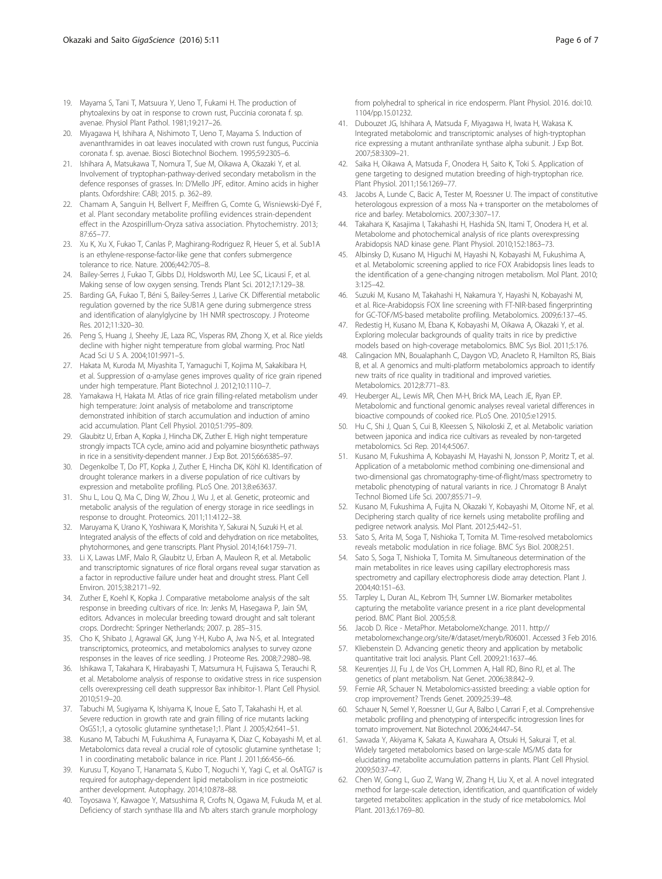19. Mayama S, Tani T, Matsuura Y, Ueno T, Fukami H. The production of phytoalexins by oat in response to crown rust, Puccinia coronata f. sp. avenae. Physiol Plant Pathol. 1981;19:217–26.
20. Miyagawa H, Ishihara A, Nishimoto T, Ueno T, Mayama S. Induction of avenanthramides in oat leaves inoculated with crown rust fungus, Puccinia coronata f. sp. avenae. Biosci Biotechnol Biochem. 1995;59:2305–6.
21. Ishihara A, Matsukawa T, Nomura T, Sue M, Oikawa A, Okazaki Y, et al. Involvement of tryptophan-pathway-derived secondary metabolism in the defence responses of grasses. In: D'Mello JPF, editor. Amino acids in higher plants. Oxfordshire: CABI; 2015. p. 362–89.
22. Chamam A, Sanguin H, Bellvert F, Meiffren G, Comte G, Wisniewski-Dyé F, et al. Plant secondary metabolite profiling evidences strain-dependent effect in the Azospirillum-Oryza sativa association. Phytochemistry. 2013; 87:65–77.
23. Xu K, Xu X, Fukao T, Canlas P, Maghirang-Rodriguez R, Heuer S, et al. Sub1A is an ethylene-response-factor-like gene that confers submergence tolerance to rice. Nature. 2006;442:705–8.
24. Bailey-Serres J, Fukao T, Gibbs DJ, Holdsworth MJ, Lee SC, Licausi F, et al. Making sense of low oxygen sensing. Trends Plant Sci. 2012;17:129–38.
25. Barding GA, Fukao T, Béni S, Bailey-Serres J, Larive CK. Differential metabolic regulation governed by the rice SUB1A gene during submergence stress and identification of alanylglycine by 1H NMR spectroscopy. J Proteome Res. 2012;11:320–30.
26. Peng S, Huang J, Sheehy JE, Laza RC, Visperas RM, Zhong X, et al. Rice yields decline with higher night temperature from global warming. Proc Natl Acad Sci U S A. 2004;101:9971–5.
27. Hakata M, Kuroda M, Miyashita T, Yamaguchi T, Kojima M, Sakakibara H, et al. Suppression of α-amylase genes improves quality of rice grain ripened under high temperature. Plant Biotechnol J. 2012;10:1110–7.
28. Yamakawa H, Hakata M. Atlas of rice grain filling-related metabolism under high temperature: Joint analysis of metabolome and transcriptome demonstrated inhibition of starch accumulation and induction of amino acid accumulation. Plant Cell Physiol. 2010;51:795–809.
29. Glaubitz U, Erban A, Kopka J, Hincha DK, Zuther E. High night temperature strongly impacts TCA cycle, amino acid and polyamine biosynthetic pathways in rice in a sensitivity-dependent manner. J Exp Bot. 2015;66:6385–97.
30. Degenkolbe T, Do PT, Kopka J, Zuther E, Hincha DK, Köhl KI. Identification of drought tolerance markers in a diverse population of rice cultivars by expression and metabolite profiling. PLoS One. 2013;8:e63637.
31. Shu L, Lou Q, Ma C, Ding W, Zhou J, Wu J, et al. Genetic, proteomic and metabolic analysis of the regulation of energy storage in rice seedlings in response to drought. Proteomics. 2011;11:4122–38.
32. Maruyama K, Urano K, Yoshiwara K, Morishita Y, Sakurai N, Suzuki H, et al. Integrated analysis of the effects of cold and dehydration on rice metabolites, phytohormones, and gene transcripts. Plant Physiol. 2014;164:1759–71.
33. Li X, Lawas LMF, Malo R, Glaubitz U, Erban A, Mauleon R, et al. Metabolic and transcriptomic signatures of rice floral organs reveal sugar starvation as a factor in reproductive failure under heat and drought stress. Plant Cell Environ. 2015;38:2171–92.
34. Zuther E, Koehl K, Kopka J. Comparative metabolome analysis of the salt response in breeding cultivars of rice. In: Jenks M, Hasegawa P, Jain SM, editors. Advances in molecular breeding toward drought and salt tolerant crops. Dordrecht: Springer Netherlands; 2007. p. 285–315.
35. Cho K, Shibato J, Agrawal GK, Jung Y-H, Kubo A, Jwa N-S, et al. Integrated transcriptomics, proteomics, and metabolomics analyses to survey ozone responses in the leaves of rice seedling. J Proteome Res. 2008;7:2980–98.
36. Ishikawa T, Takahara K, Hirabayashi T, Matsumura H, Fujisawa S, Terauchi R, et al. Metabolome analysis of response to oxidative stress in rice suspension cells overexpressing cell death suppressor Bax inhibitor-1. Plant Cell Physiol. 2010;51:9–20.
37. Tabuchi M, Sugiyama K, Ishiyama K, Inoue E, Sato T, Takahashi H, et al. Severe reduction in growth rate and grain filling of rice mutants lacking OsGS1;1, a cytosolic glutamine synthetase1;1. Plant J. 2005;42:641–51.
38. Kusano M, Tabuchi M, Fukushima A, Funayama K, Diaz C, Kobayashi M, et al. Metabolomics data reveal a crucial role of cytosolic glutamine synthetase 1; 1 in coordinating metabolic balance in rice. Plant J. 2011;66:456–66.
39. Kurusu T, Koyano T, Hanamata S, Kubo T, Noguchi Y, Yagi C, et al. OsATG7 is required for autophagy-dependent lipid metabolism in rice postmeiotic anther development. Autophagy. 2014;10:878–88.
40. Toyosawa Y, Kawagoe Y, Matsushima R, Crofts N, Ogawa M, Fukuda M, et al. Deficiency of starch synthase IIIa and IVb alters starch granule morphology from polyhedral to spherical in rice endosperm. Plant Physiol. 2016. doi:10.1104/pp.15.01232.
41. Dubouzet JG, Ishihara A, Matsuda F, Miyagawa H, Iwata H, Wakasa K. Integrated metabolomic and transcriptomic analyses of high-tryptophan rice expressing a mutant anthranilate synthase alpha subunit. J Exp Bot. 2007;58:3309–21.
42. Saika H, Oikawa A, Matsuda F, Onodera H, Saito K, Toki S. Application of gene targeting to designed mutation breeding of high-tryptophan rice. Plant Physiol. 2011;156:1269–77.
43. Jacobs A, Lunde C, Bacic A, Tester M, Roessner U. The impact of constitutive heterologous expression of a moss Na + transporter on the metabolomes of rice and barley. Metabolomics. 2007;3:307–17.
44. Takahara K, Kasajima I, Takahashi H, Hashida SN, Itami T, Onodera H, et al. Metabolome and photochemical analysis of rice plants overexpressing Arabidopsis NAD kinase gene. Plant Physiol. 2010;152:1863–73.
45. Albinsky D, Kusano M, Higuchi M, Hayashi N, Kobayashi M, Fukushima A, et al. Metabolomic screening applied to rice FOX Arabidopsis lines leads to the identification of a gene-changing nitrogen metabolism. Mol Plant. 2010; 3:125–42.
46. Suzuki M, Kusano M, Takahashi H, Nakamura Y, Hayashi N, Kobayashi M, et al. Rice-Arabidopsis FOX line screening with FT-NIR-based fingerprinting for GC-TOF/MS-based metabolite profiling. Metabolomics. 2009;6:137–45.
47. Redestig H, Kusano M, Ebana K, Kobayashi M, Oikawa A, Okazaki Y, et al. Exploring molecular backgrounds of quality traits in rice by predictive models based on high-coverage metabolomics. BMC Sys Biol. 2011;5:176.
48. Calingacion MN, Boualaphanh C, Daygon VD, Anacleto R, Hamilton RS, Biais B, et al. A genomics and multi-platform metabolomics approach to identify new traits of rice quality in traditional and improved varieties. Metabolomics. 2012;8:771–83.
49. Heuberger AL, Lewis MR, Chen M-H, Brick MA, Leach JE, Ryan EP. Metabolomic and functional genomic analyses reveal varietal differences in bioactive compounds of cooked rice. PLoS One. 2010;5:e12915.
50. Hu C, Shi J, Quan S, Cui B, Kleessen S, Nikoloski Z, et al. Metabolic variation between japonica and indica rice cultivars as revealed by non-targeted metabolomics. Sci Rep. 2014;4:5067.
51. Kusano M, Fukushima A, Kobayashi M, Hayashi N, Jonsson P, Moritz T, et al. Application of a metabolomic method combining one-dimensional and two-dimensional gas chromatography-time-of-flight/mass spectrometry to metabolic phenotyping of natural variants in rice. J Chromatogr B Analyt Technol Biomed Life Sci. 2007;855:71–9.
52. Kusano M, Fukushima A, Fujita N, Okazaki Y, Kobayashi M, Oitome NF, et al. Deciphering starch quality of rice kernels using metabolite profiling and pedigree network analysis. Mol Plant. 2012;5:442–51.
53. Sato S, Arita M, Soga T, Nishioka T, Tomita M. Time-resolved metabolomics reveals metabolic modulation in rice foliage. BMC Sys Biol. 2008;2:51.
54. Sato S, Soga T, Nishioka T, Tomita M. Simultaneous determination of the main metabolites in rice leaves using capillary electrophoresis mass spectrometry and capillary electrophoresis diode array detection. Plant J. 2004;40:151–63.
55. Tarpley L, Duran AL, Kebrom TH, Sumner LW. Biomarker metabolites capturing the metabolite variance present in a rice plant developmental period. BMC Plant Biol. 2005;5:8.
56. Jacob D. Rice - MetaPhor. MetabolomeXchange. 2011. http://metabolomexchange.org/site/#/dataset/meryb/R06001. Accessed 3 Feb 2016.
57. Kliebenstein D. Advancing genetic theory and application by metabolic quantitative trait loci analysis. Plant Cell. 2009;21:1637–46.
58. Keurentjes JJ, Fu J, de Vos CH, Lommen A, Hall RD, Bino RJ, et al. The genetics of plant metabolism. Nat Genet. 2006;38:842–9.
59. Fernie AR, Schauer N. Metabolomics-assisted breeding: a viable option for crop improvement? Trends Genet. 2009;25:39–48.
60. Schauer N, Semel Y, Roessner U, Gur A, Balbo I, Carrari F, et al. Comprehensive metabolic profiling and phenotyping of interspecific introgression lines for tomato improvement. Nat Biotechnol. 2006;24:447–54.
61. Sawada Y, Akiyama K, Sakata A, Kuwahara A, Otsuki H, Sakurai T, et al. Widely targeted metabolomics based on large-scale MS/MS data for elucidating metabolite accumulation patterns in plants. Plant Cell Physiol. 2009;50:37–47.
62. Chen W, Gong L, Guo Z, Wang W, Zhang H, Liu X, et al. A novel integrated method for large-scale detection, identification, and quantification of widely targeted metabolites: application in the study of rice metabolomics. Mol Plant. 2013;6:1769–80.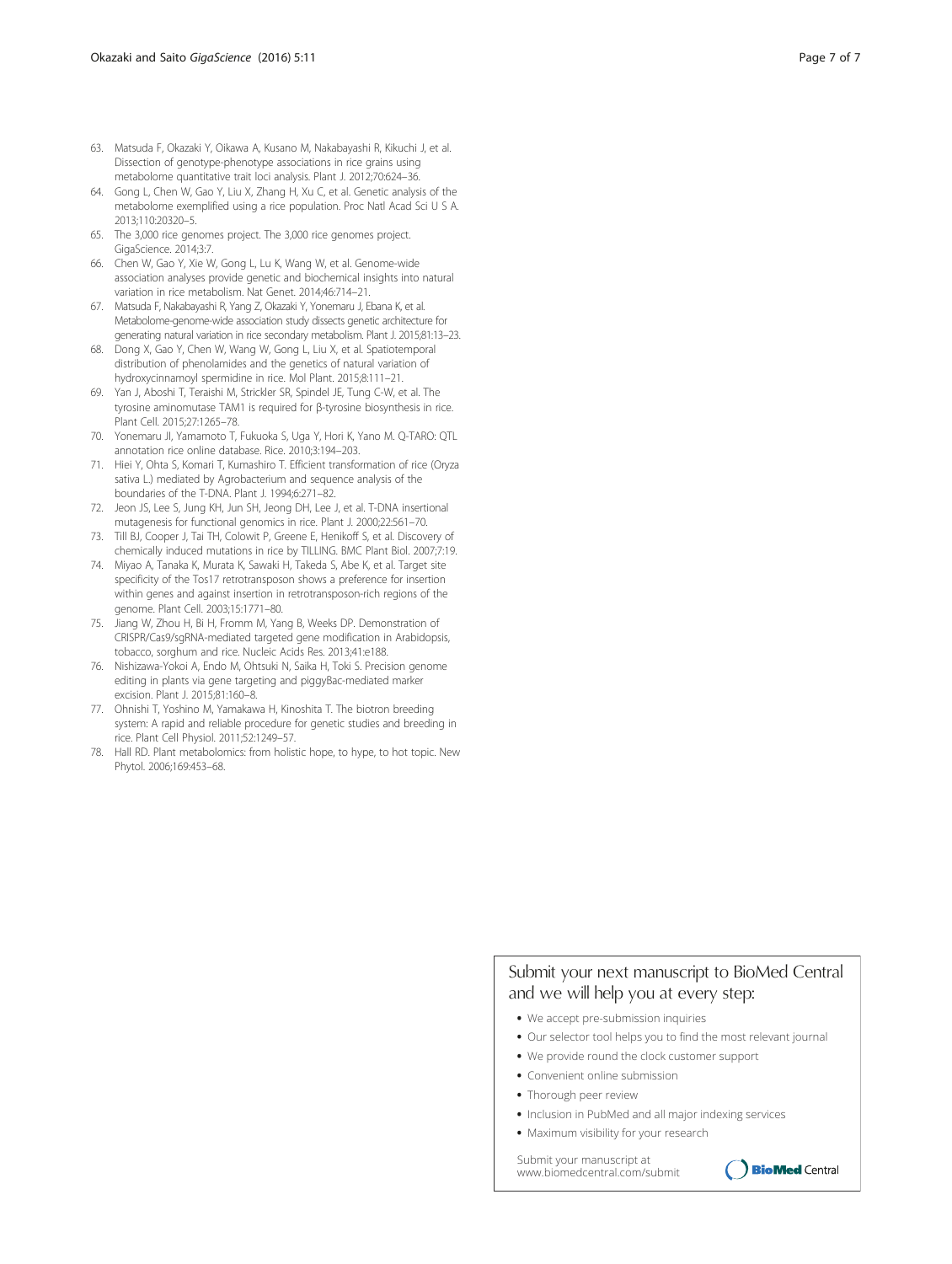63. Matsuda F, Okazaki Y, Oikawa A, Kusano M, Nakabayashi R, Kikuchi J, et al. Dissection of genotype-phenotype associations in rice grains using metabolome quantitative trait loci analysis. Plant J. 2012;70:624–36.
64. Gong L, Chen W, Gao Y, Liu X, Zhang H, Xu C, et al. Genetic analysis of the metabolome exemplified using a rice population. Proc Natl Acad Sci U S A. 2013;110:20320–5.
65. The 3,000 rice genomes project. The 3,000 rice genomes project. GigaScience. 2014;3:7.
66. Chen W, Gao Y, Xie W, Gong L, Lu K, Wang W, et al. Genome-wide association analyses provide genetic and biochemical insights into natural variation in rice metabolism. Nat Genet. 2014;46:714–21.
67. Matsuda F, Nakabayashi R, Yang Z, Okazaki Y, Yonemaru J, Ebana K, et al. Metabolome-genome-wide association study dissects genetic architecture for generating natural variation in rice secondary metabolism. Plant J. 2015;81:13–23.
68. Dong X, Gao Y, Chen W, Wang W, Gong L, Liu X, et al. Spatiotemporal distribution of phenolamides and the genetics of natural variation of hydroxycinnamoyl spermidine in rice. Mol Plant. 2015;8:111–21.
69. Yan J, Aboshi T, Teraishi M, Strickler SR, Spindel JE, Tung C-W, et al. The tyrosine aminomutase TAM1 is required for β-tyrosine biosynthesis in rice. Plant Cell. 2015;27:1265–78.
70. Yonemaru JI, Yamamoto T, Fukuoka S, Uga Y, Hori K, Yano M. Q-TARO: QTL annotation rice online database. Rice. 2010;3:194–203.
71. Hiei Y, Ohta S, Komari T, Kumashiro T. Efficient transformation of rice (Oryza sativa L.) mediated by Agrobacterium and sequence analysis of the boundaries of the T-DNA. Plant J. 1994;6:271–82.
72. Jeon JS, Lee S, Jung KH, Jun SH, Jeong DH, Lee J, et al. T-DNA insertional mutagenesis for functional genomics in rice. Plant J. 2000;22:561–70.
73. Till BJ, Cooper J, Tai TH, Colowit P, Greene E, Henikoff S, et al. Discovery of chemically induced mutations in rice by TILLING. BMC Plant Biol. 2007;7:19.
74. Miyao A, Tanaka K, Murata K, Sawaki H, Takeda S, Abe K, et al. Target site specificity of the Tos17 retrotransposon shows a preference for insertion within genes and against insertion in retrotransposon-rich regions of the genome. Plant Cell. 2003;15:1771–80.
75. Jiang W, Zhou H, Bi H, Fromm M, Yang B, Weeks DP. Demonstration of CRISPR/Cas9/sgRNA-mediated targeted gene modification in Arabidopsis, tobacco, sorghum and rice. Nucleic Acids Res. 2013;41:e188.
76. Nishizawa-Yokoi A, Endo M, Ohtsuki N, Saika H, Toki S. Precision genome editing in plants via gene targeting and piggyBac-mediated marker excision. Plant J. 2015;81:160–8.
77. Ohnishi T, Yoshino M, Yamakawa H, Kinoshita T. The biotron breeding system: A rapid and reliable procedure for genetic studies and breeding in rice. Plant Cell Physiol. 2011;52:1249–57.
78. Hall RD. Plant metabolomics: from holistic hope, to hype, to hot topic. New Phytol. 2006;169:453–68.

Submit your next manuscript to BioMed Central and we will help you at every step:

- We accept pre-submission inquiries
- Our selector tool helps you to find the most relevant journal
- We provide round the clock customer support
- Convenient online submission
- Thorough peer review
- Inclusion in PubMed and all major indexing services
- Maximum visibility for your research

Submit your manuscript at www.biomedcentral.com/submit